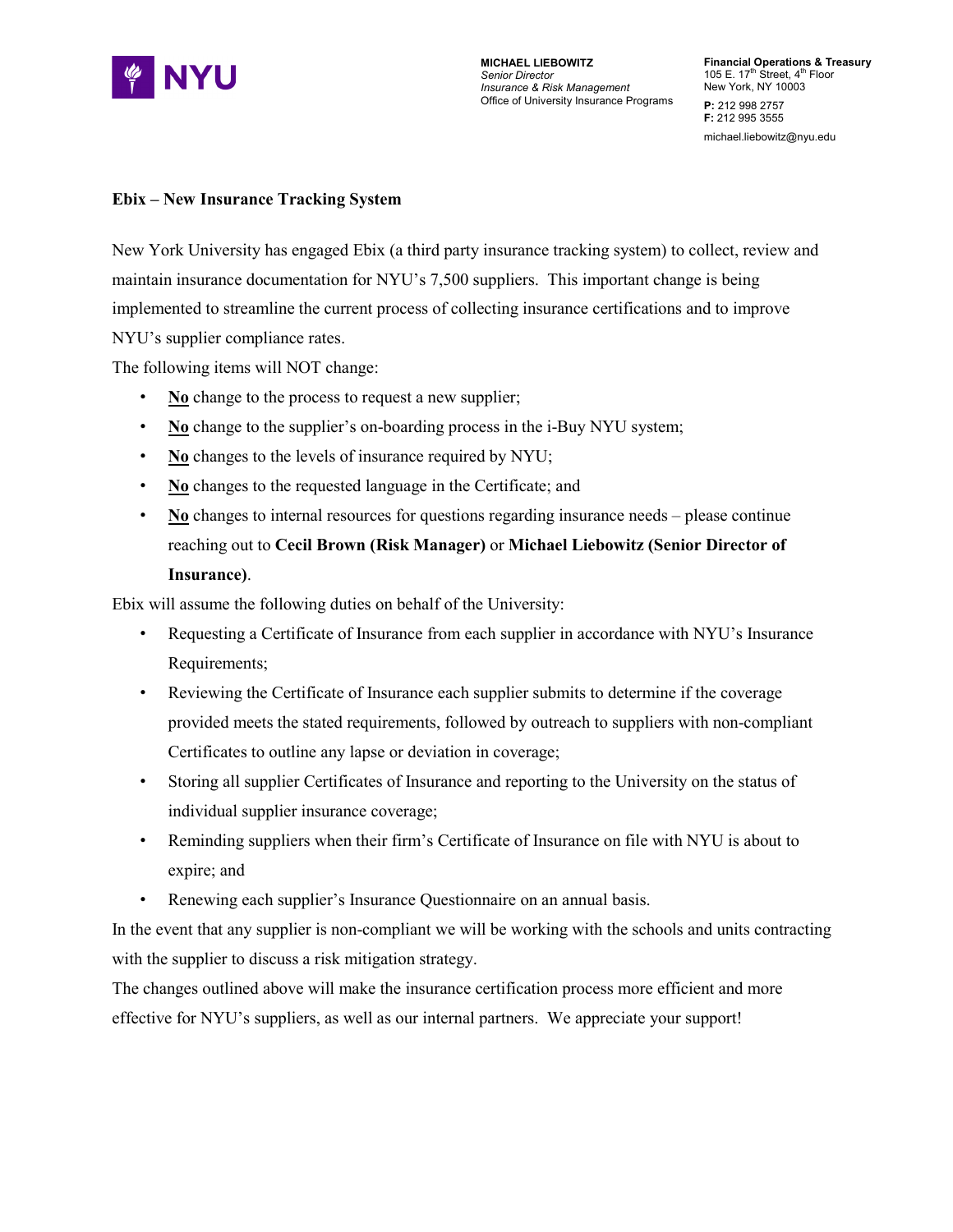NYU

**MICHAEL LIEBOWITZ**
*Senior Director*
*Insurance & Risk Management*
Office of University Insurance Programs

**Financial Operations & Treasury**
105 E. 17th Street, 4th Floor
New York, NY 10003

**P:** 212 998 2757
**F:** 212 995 3555

michael.liebowitz@nyu.edu

**Ebix – New Insurance Tracking System**

New York University has engaged Ebix (a third party insurance tracking system) to collect, review and maintain insurance documentation for NYU's 7,500 suppliers. This important change is being implemented to streamline the current process of collecting insurance certifications and to improve NYU's supplier compliance rates.

The following items will NOT change:

- **No** change to the process to request a new supplier;
- **No** change to the supplier's on-boarding process in the i-Buy NYU system;
- **No** changes to the levels of insurance required by NYU;
- **No** changes to the requested language in the Certificate; and
- **No** changes to internal resources for questions regarding insurance needs – please continue reaching out to **Cecil Brown (Risk Manager)** or **Michael Liebowitz (Senior Director of Insurance)**.

Ebix will assume the following duties on behalf of the University:

- Requesting a Certificate of Insurance from each supplier in accordance with NYU's Insurance Requirements;
- Reviewing the Certificate of Insurance each supplier submits to determine if the coverage provided meets the stated requirements, followed by outreach to suppliers with non-compliant Certificates to outline any lapse or deviation in coverage;
- Storing all supplier Certificates of Insurance and reporting to the University on the status of individual supplier insurance coverage;
- Reminding suppliers when their firm's Certificate of Insurance on file with NYU is about to expire; and
- Renewing each supplier's Insurance Questionnaire on an annual basis.

In the event that any supplier is non-compliant we will be working with the schools and units contracting with the supplier to discuss a risk mitigation strategy.

The changes outlined above will make the insurance certification process more efficient and more effective for NYU's suppliers, as well as our internal partners. We appreciate your support!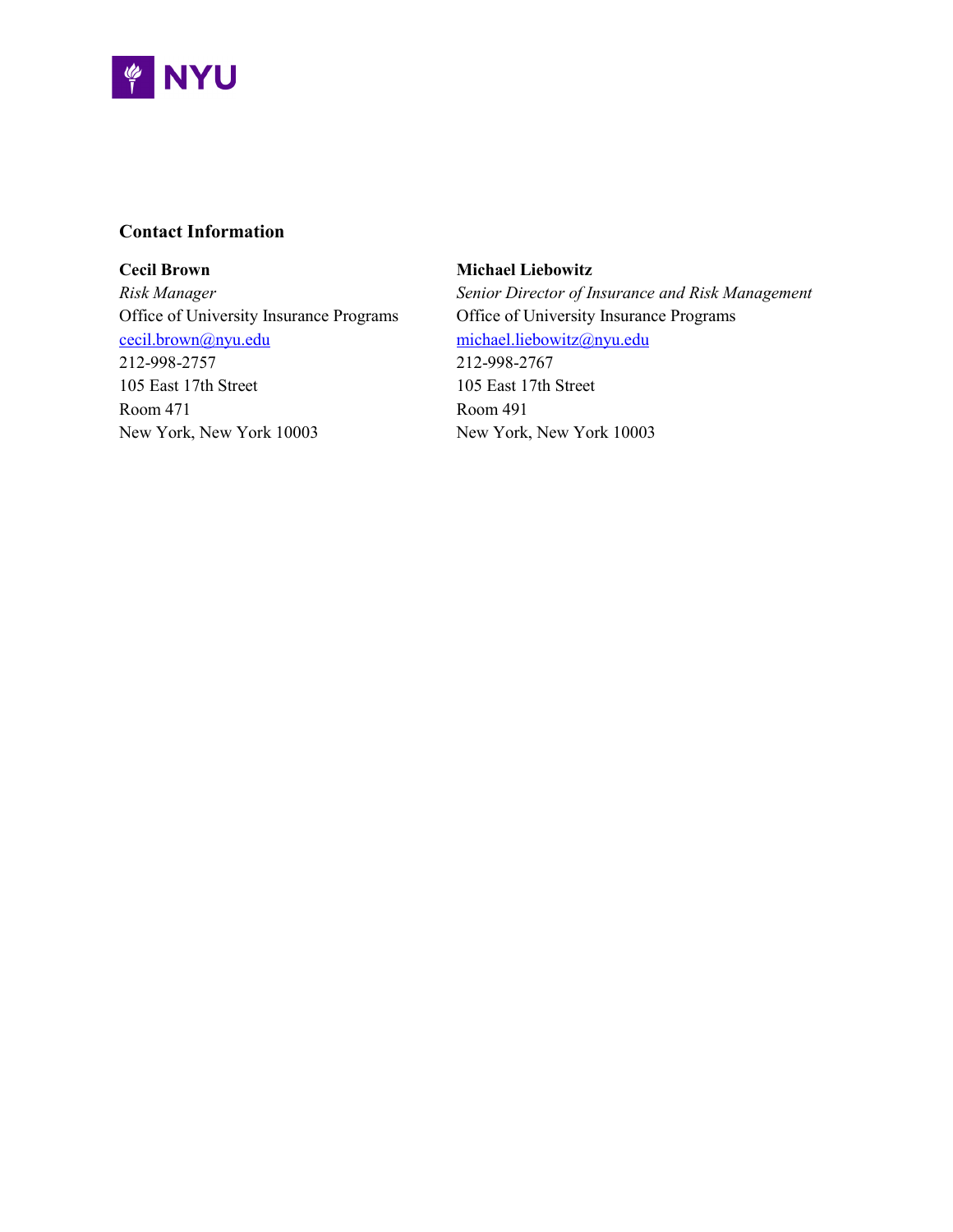## Contact Information

**Cecil Brown**
*Risk Manager*
Office of University Insurance Programs
cecil.brown@nyu.edu
212-998-2757
105 East 17th Street
Room 471
New York, New York 10003

**Michael Liebowitz**
*Senior Director of Insurance and Risk Management*
Office of University Insurance Programs
michael.liebowitz@nyu.edu
212-998-2767
105 East 17th Street
Room 491
New York, New York 10003